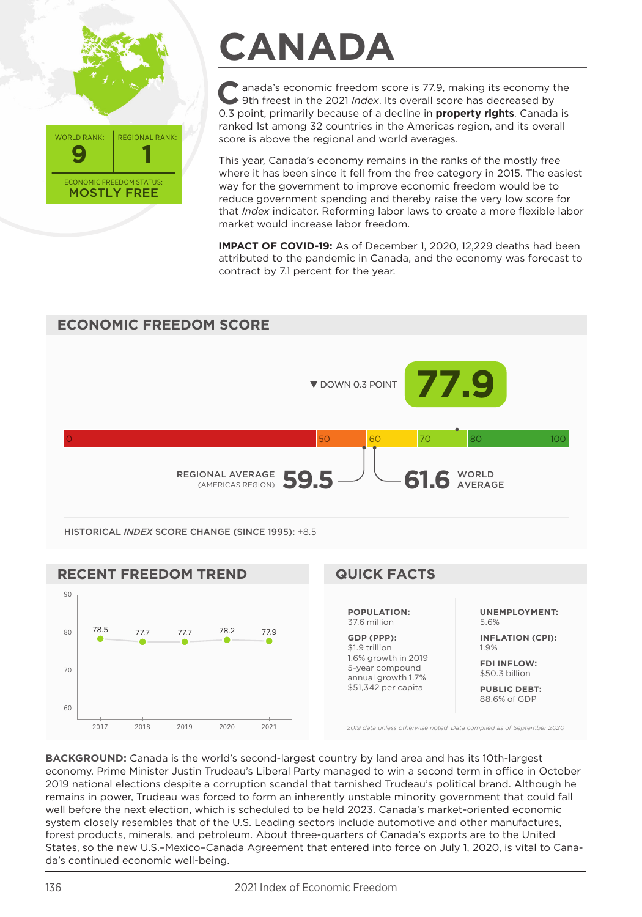# CANADA

WORLD RANK: **9** | REGIONAL RANK: **1**

ECONOMIC FREEDOM STATUS: **MOSTLY FREE**

Canada's economic freedom score is 77.9, making its economy the 9th freest in the 2021 *Index*. Its overall score has decreased by 0.3 point, primarily because of a decline in **property rights**. Canada is ranked 1st among 32 countries in the Americas region, and its overall score is above the regional and world averages.

This year, Canada's economy remains in the ranks of the mostly free where it has been since it fell from the free category in 2015. The easiest way for the government to improve economic freedom would be to reduce government spending and thereby raise the very low score for that *Index* indicator. Reforming labor laws to create a more flexible labor market would increase labor freedom.

**IMPACT OF COVID-19:** As of December 1, 2020, 12,229 deaths had been attributed to the pandemic in Canada, and the economy was forecast to contract by 7.1 percent for the year.

## ECONOMIC FREEDOM SCORE

▼ DOWN 0.3 POINT **77.9**

REGIONAL AVERAGE (AMERICAS REGION) **59.5**

**61.6** WORLD AVERAGE

HISTORICAL *INDEX* SCORE CHANGE (SINCE 1995): +8.5

## RECENT FREEDOM TREND

| 2017 | 2018 | 2019 | 2020 | 2021 |
|---|---|---|---|---|
| 78.5 | 77.7 | 77.7 | 78.2 | 77.9 |

## QUICK FACTS

**POPULATION:**
37.6 million

**GDP (PPP):**
$1.9 trillion
1.6% growth in 2019
5-year compound annual growth 1.7%
$51,342 per capita

**UNEMPLOYMENT:**
5.6%

**INFLATION (CPI):**
1.9%

**FDI INFLOW:**
$50.3 billion

**PUBLIC DEBT:**
88.6% of GDP

*2019 data unless otherwise noted. Data compiled as of September 2020*

**BACKGROUND:** Canada is the world's second-largest country by land area and has its 10th-largest economy. Prime Minister Justin Trudeau's Liberal Party managed to win a second term in office in October 2019 national elections despite a corruption scandal that tarnished Trudeau's political brand. Although he remains in power, Trudeau was forced to form an inherently unstable minority government that could fall well before the next election, which is scheduled to be held 2023. Canada's market-oriented economic system closely resembles that of the U.S. Leading sectors include automotive and other manufactures, forest products, minerals, and petroleum. About three-quarters of Canada's exports are to the United States, so the new U.S.–Mexico–Canada Agreement that entered into force on July 1, 2020, is vital to Canada's continued economic well-being.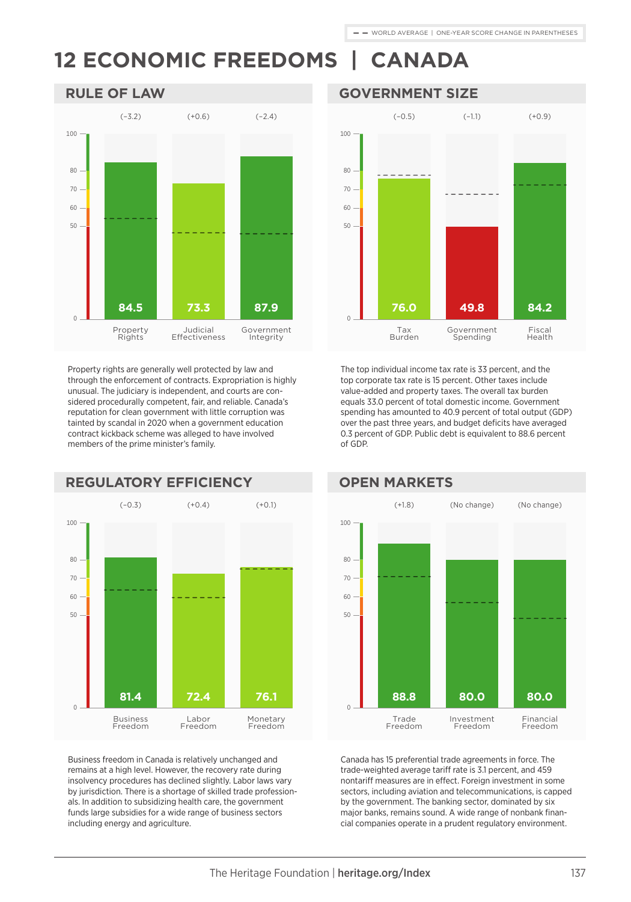WORLD AVERAGE | ONE-YEAR SCORE CHANGE IN PARENTHESES

# 12 ECONOMIC FREEDOMS | CANADA

## RULE OF LAW

(–3.2) (+0.6) (–2.4)

100
80
70
60
50
0

84.5
Property Rights

73.3
Judicial Effectiveness

87.9
Government Integrity

Property rights are generally well protected by law and through the enforcement of contracts. Expropriation is highly unusual. The judiciary is independent, and courts are considered procedurally competent, fair, and reliable. Canada's reputation for clean government with little corruption was tainted by scandal in 2020 when a government education contract kickback scheme was alleged to have involved members of the prime minister's family.

## GOVERNMENT SIZE

(–0.5) (–1.1) (+0.9)

100
80
70
60
50
0

76.0
Tax Burden

49.8
Government Spending

84.2
Fiscal Health

The top individual income tax rate is 33 percent, and the top corporate tax rate is 15 percent. Other taxes include value-added and property taxes. The overall tax burden equals 33.0 percent of total domestic income. Government spending has amounted to 40.9 percent of total output (GDP) over the past three years, and budget deficits have averaged 0.3 percent of GDP. Public debt is equivalent to 88.6 percent of GDP.

## REGULATORY EFFICIENCY

(–0.3) (+0.4) (+0.1)

100
80
70
60
50
0

81.4
Business Freedom

72.4
Labor Freedom

76.1
Monetary Freedom

Business freedom in Canada is relatively unchanged and remains at a high level. However, the recovery rate during insolvency procedures has declined slightly. Labor laws vary by jurisdiction. There is a shortage of skilled trade professionals. In addition to subsidizing health care, the government funds large subsidies for a wide range of business sectors including energy and agriculture.

## OPEN MARKETS

(+1.8) (No change) (No change)

100
80
70
60
50
0

88.8
Trade Freedom

80.0
Investment Freedom

80.0
Financial Freedom

Canada has 15 preferential trade agreements in force. The trade-weighted average tariff rate is 3.1 percent, and 459 nontariff measures are in effect. Foreign investment in some sectors, including aviation and telecommunications, is capped by the government. The banking sector, dominated by six major banks, remains sound. A wide range of nonbank financial companies operate in a prudent regulatory environment.